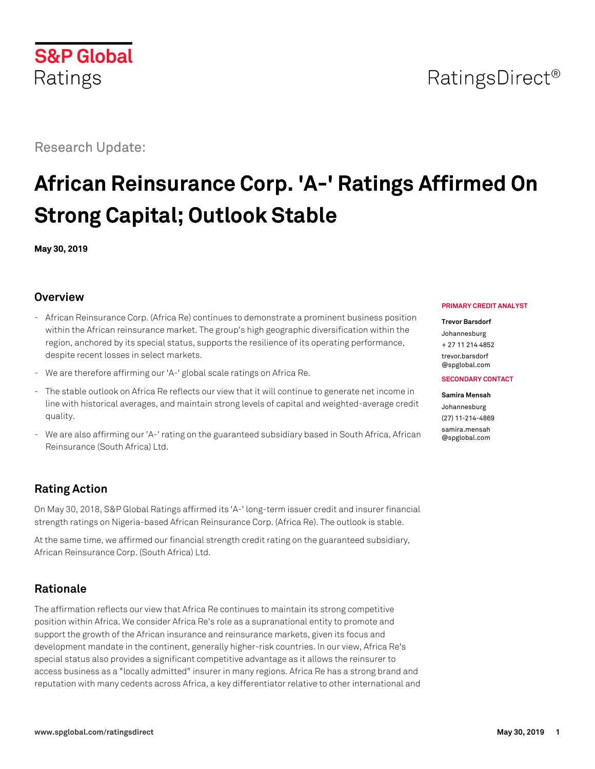S&P Global Ratings

RatingsDirect®

Research Update:

# African Reinsurance Corp. 'A-' Ratings Affirmed On Strong Capital; Outlook Stable

**May 30, 2019**

## Overview

- African Reinsurance Corp. (Africa Re) continues to demonstrate a prominent business position within the African reinsurance market. The group's high geographic diversification within the region, anchored by its special status, supports the resilience of its operating performance, despite recent losses in select markets.
- We are therefore affirming our 'A-' global scale ratings on Africa Re.
- The stable outlook on Africa Re reflects our view that it will continue to generate net income in line with historical averages, and maintain strong levels of capital and weighted-average credit quality.
- We are also affirming our 'A-' rating on the guaranteed subsidiary based in South Africa, African Reinsurance (South Africa) Ltd.

**PRIMARY CREDIT ANALYST**

**Trevor Barsdorf**
Johannesburg
+ 27 11 214 4852
trevor.barsdorf@spglobal.com

**SECONDARY CONTACT**

**Samira Mensah**
Johannesburg
(27) 11-214-4869
samira.mensah@spglobal.com

## Rating Action

On May 30, 2018, S&P Global Ratings affirmed its 'A-' long-term issuer credit and insurer financial strength ratings on Nigeria-based African Reinsurance Corp. (Africa Re). The outlook is stable.

At the same time, we affirmed our financial strength credit rating on the guaranteed subsidiary, African Reinsurance Corp. (South Africa) Ltd.

## Rationale

The affirmation reflects our view that Africa Re continues to maintain its strong competitive position within Africa. We consider Africa Re's role as a supranational entity to promote and support the growth of the African insurance and reinsurance markets, given its focus and development mandate in the continent, generally higher-risk countries. In our view, Africa Re's special status also provides a significant competitive advantage as it allows the reinsurer to access business as a "locally admitted" insurer in many regions. Africa Re has a strong brand and reputation with many cedents across Africa, a key differentiator relative to other international and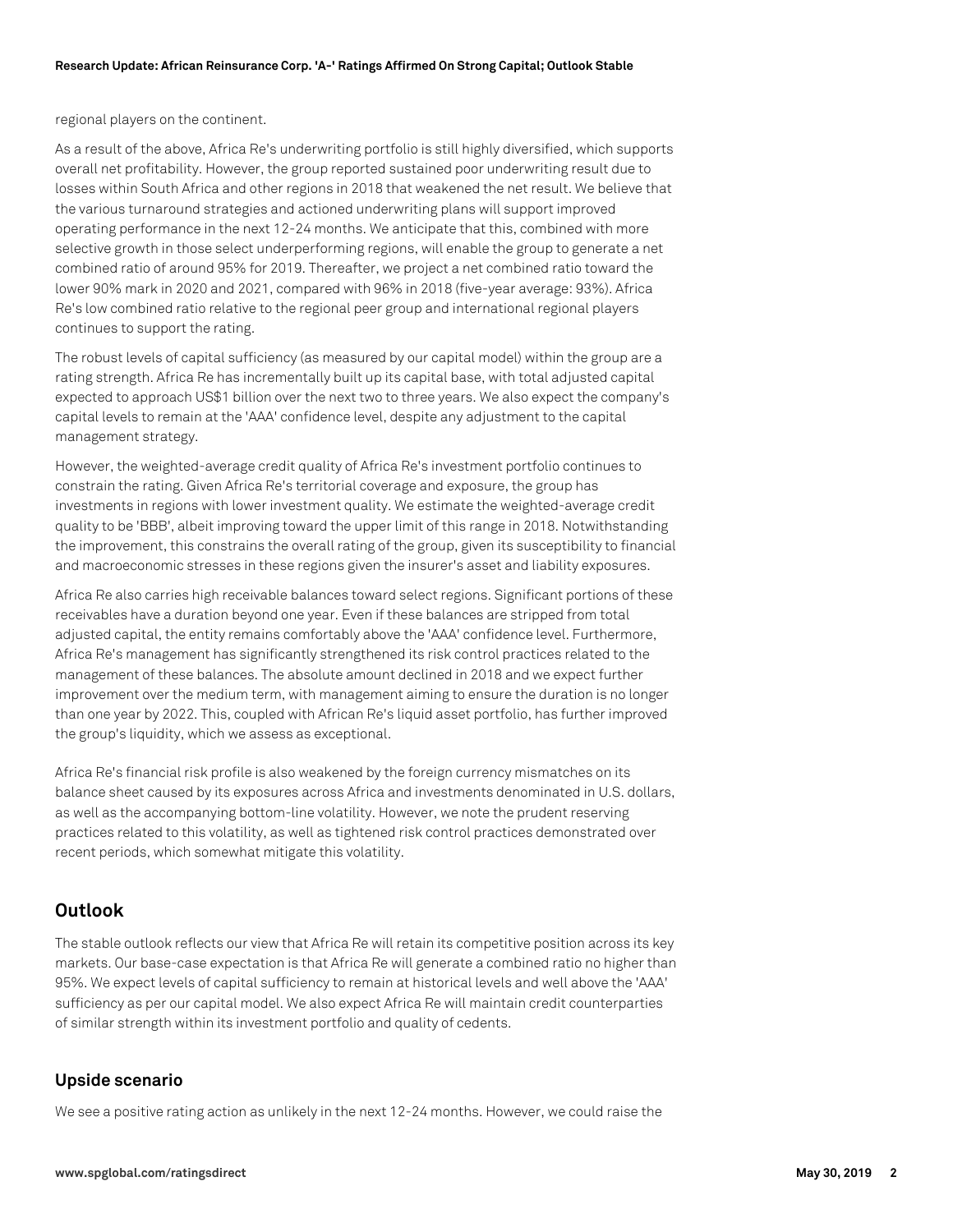regional players on the continent.

As a result of the above, Africa Re's underwriting portfolio is still highly diversified, which supports overall net profitability. However, the group reported sustained poor underwriting result due to losses within South Africa and other regions in 2018 that weakened the net result. We believe that the various turnaround strategies and actioned underwriting plans will support improved operating performance in the next 12-24 months. We anticipate that this, combined with more selective growth in those select underperforming regions, will enable the group to generate a net combined ratio of around 95% for 2019. Thereafter, we project a net combined ratio toward the lower 90% mark in 2020 and 2021, compared with 96% in 2018 (five-year average: 93%). Africa Re's low combined ratio relative to the regional peer group and international regional players continues to support the rating.

The robust levels of capital sufficiency (as measured by our capital model) within the group are a rating strength. Africa Re has incrementally built up its capital base, with total adjusted capital expected to approach US$1 billion over the next two to three years. We also expect the company's capital levels to remain at the 'AAA' confidence level, despite any adjustment to the capital management strategy.

However, the weighted-average credit quality of Africa Re's investment portfolio continues to constrain the rating. Given Africa Re's territorial coverage and exposure, the group has investments in regions with lower investment quality. We estimate the weighted-average credit quality to be 'BBB', albeit improving toward the upper limit of this range in 2018. Notwithstanding the improvement, this constrains the overall rating of the group, given its susceptibility to financial and macroeconomic stresses in these regions given the insurer's asset and liability exposures.

Africa Re also carries high receivable balances toward select regions. Significant portions of these receivables have a duration beyond one year. Even if these balances are stripped from total adjusted capital, the entity remains comfortably above the 'AAA' confidence level. Furthermore, Africa Re's management has significantly strengthened its risk control practices related to the management of these balances. The absolute amount declined in 2018 and we expect further improvement over the medium term, with management aiming to ensure the duration is no longer than one year by 2022. This, coupled with African Re's liquid asset portfolio, has further improved the group's liquidity, which we assess as exceptional.

Africa Re's financial risk profile is also weakened by the foreign currency mismatches on its balance sheet caused by its exposures across Africa and investments denominated in U.S. dollars, as well as the accompanying bottom-line volatility. However, we note the prudent reserving practices related to this volatility, as well as tightened risk control practices demonstrated over recent periods, which somewhat mitigate this volatility.

## Outlook

The stable outlook reflects our view that Africa Re will retain its competitive position across its key markets. Our base-case expectation is that Africa Re will generate a combined ratio no higher than 95%. We expect levels of capital sufficiency to remain at historical levels and well above the 'AAA' sufficiency as per our capital model. We also expect Africa Re will maintain credit counterparties of similar strength within its investment portfolio and quality of cedents.

### Upside scenario

We see a positive rating action as unlikely in the next 12-24 months. However, we could raise the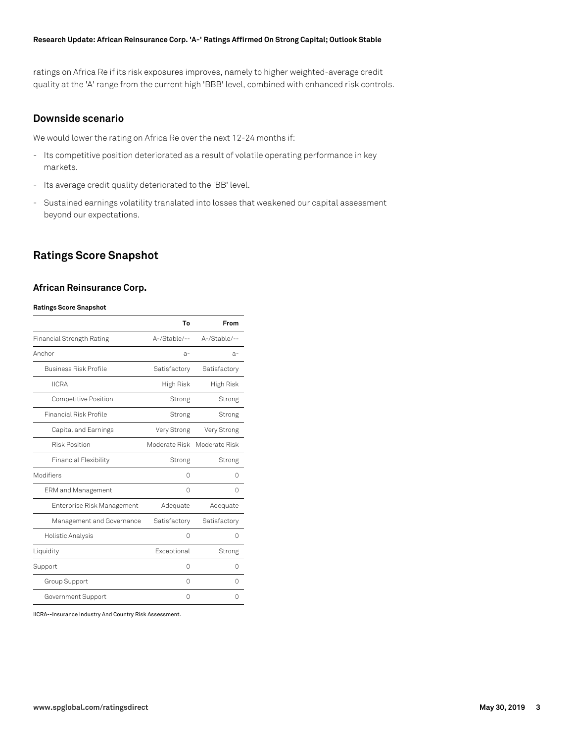ratings on Africa Re if its risk exposures improves, namely to higher weighted-average credit quality at the 'A' range from the current high 'BBB' level, combined with enhanced risk controls.

### Downside scenario

We would lower the rating on Africa Re over the next 12-24 months if:

- Its competitive position deteriorated as a result of volatile operating performance in key markets.
- Its average credit quality deteriorated to the 'BB' level.
- Sustained earnings volatility translated into losses that weakened our capital assessment beyond our expectations.

## Ratings Score Snapshot

### African Reinsurance Corp.

**Ratings Score Snapshot**

| | To | From |
|---|---|---|
| Financial Strength Rating | A-/Stable/-- | A-/Stable/-- |
| Anchor | a- | a- |
| Business Risk Profile | Satisfactory | Satisfactory |
| IICRA | High Risk | High Risk |
| Competitive Position | Strong | Strong |
| Financial Risk Profile | Strong | Strong |
| Capital and Earnings | Very Strong | Very Strong |
| Risk Position | Moderate Risk | Moderate Risk |
| Financial Flexibility | Strong | Strong |
| Modifiers | 0 | 0 |
| ERM and Management | 0 | 0 |
| Enterprise Risk Management | Adequate | Adequate |
| Management and Governance | Satisfactory | Satisfactory |
| Holistic Analysis | 0 | 0 |
| Liquidity | Exceptional | Strong |
| Support | 0 | 0 |
| Group Support | 0 | 0 |
| Government Support | 0 | 0 |

IICRA--Insurance Industry And Country Risk Assessment.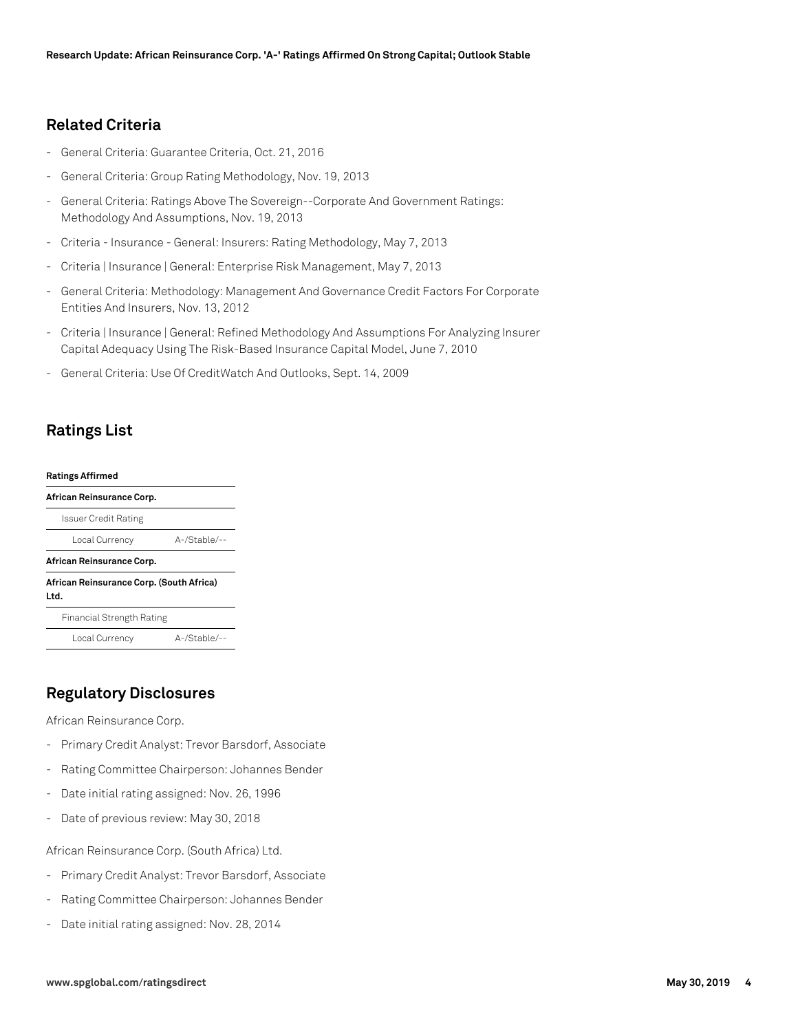## Related Criteria

- General Criteria: Guarantee Criteria, Oct. 21, 2016
- General Criteria: Group Rating Methodology, Nov. 19, 2013
- General Criteria: Ratings Above The Sovereign--Corporate And Government Ratings: Methodology And Assumptions, Nov. 19, 2013
- Criteria - Insurance - General: Insurers: Rating Methodology, May 7, 2013
- Criteria | Insurance | General: Enterprise Risk Management, May 7, 2013
- General Criteria: Methodology: Management And Governance Credit Factors For Corporate Entities And Insurers, Nov. 13, 2012
- Criteria | Insurance | General: Refined Methodology And Assumptions For Analyzing Insurer Capital Adequacy Using The Risk-Based Insurance Capital Model, June 7, 2010
- General Criteria: Use Of CreditWatch And Outlooks, Sept. 14, 2009

## Ratings List

| **Ratings Affirmed** | |
|---|---|
| **African Reinsurance Corp.** | |
| Issuer Credit Rating | |
| Local Currency | A-/Stable/-- |
| **African Reinsurance Corp.** | |
| **African Reinsurance Corp. (South Africa) Ltd.** | |
| Financial Strength Rating | |
| Local Currency | A-/Stable/-- |

## Regulatory Disclosures

African Reinsurance Corp.

- Primary Credit Analyst: Trevor Barsdorf, Associate
- Rating Committee Chairperson: Johannes Bender
- Date initial rating assigned: Nov. 26, 1996
- Date of previous review: May 30, 2018

African Reinsurance Corp. (South Africa) Ltd.

- Primary Credit Analyst: Trevor Barsdorf, Associate
- Rating Committee Chairperson: Johannes Bender
- Date initial rating assigned: Nov. 28, 2014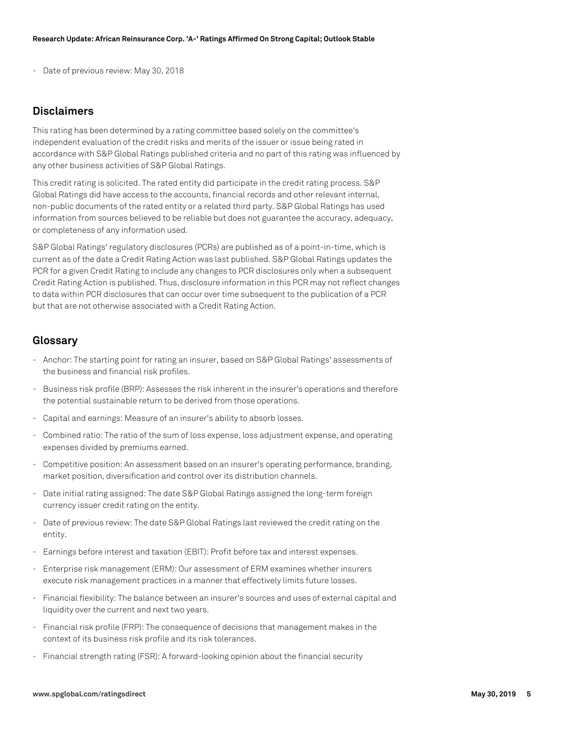- Date of previous review: May 30, 2018

## Disclaimers

This rating has been determined by a rating committee based solely on the committee's independent evaluation of the credit risks and merits of the issuer or issue being rated in accordance with S&P Global Ratings published criteria and no part of this rating was influenced by any other business activities of S&P Global Ratings.

This credit rating is solicited. The rated entity did participate in the credit rating process. S&P Global Ratings did have access to the accounts, financial records and other relevant internal, non-public documents of the rated entity or a related third party. S&P Global Ratings has used information from sources believed to be reliable but does not guarantee the accuracy, adequacy, or completeness of any information used.

S&P Global Ratings' regulatory disclosures (PCRs) are published as of a point-in-time, which is current as of the date a Credit Rating Action was last published. S&P Global Ratings updates the PCR for a given Credit Rating to include any changes to PCR disclosures only when a subsequent Credit Rating Action is published. Thus, disclosure information in this PCR may not reflect changes to data within PCR disclosures that can occur over time subsequent to the publication of a PCR but that are not otherwise associated with a Credit Rating Action.

## Glossary

- Anchor: The starting point for rating an insurer, based on S&P Global Ratings' assessments of the business and financial risk profiles.
- Business risk profile (BRP): Assesses the risk inherent in the insurer's operations and therefore the potential sustainable return to be derived from those operations.
- Capital and earnings: Measure of an insurer's ability to absorb losses.
- Combined ratio: The ratio of the sum of loss expense, loss adjustment expense, and operating expenses divided by premiums earned.
- Competitive position: An assessment based on an insurer's operating performance, branding, market position, diversification and control over its distribution channels.
- Date initial rating assigned: The date S&P Global Ratings assigned the long-term foreign currency issuer credit rating on the entity.
- Date of previous review: The date S&P Global Ratings last reviewed the credit rating on the entity.
- Earnings before interest and taxation (EBIT): Profit before tax and interest expenses.
- Enterprise risk management (ERM): Our assessment of ERM examines whether insurers execute risk management practices in a manner that effectively limits future losses.
- Financial flexibility: The balance between an insurer's sources and uses of external capital and liquidity over the current and next two years.
- Financial risk profile (FRP): The consequence of decisions that management makes in the context of its business risk profile and its risk tolerances.
- Financial strength rating (FSR): A forward-looking opinion about the financial security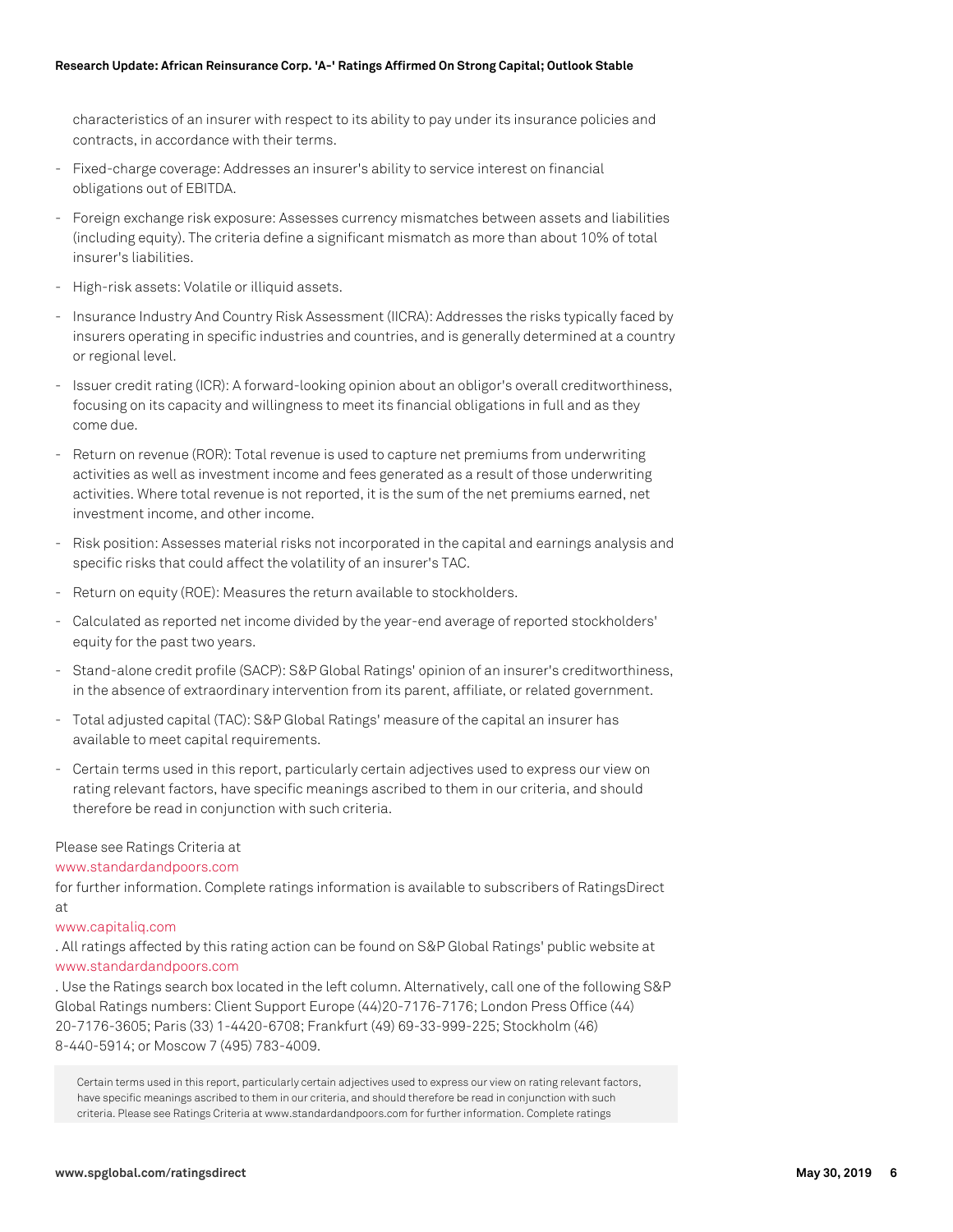characteristics of an insurer with respect to its ability to pay under its insurance policies and contracts, in accordance with their terms.

- Fixed-charge coverage: Addresses an insurer's ability to service interest on financial obligations out of EBITDA.
- Foreign exchange risk exposure: Assesses currency mismatches between assets and liabilities (including equity). The criteria define a significant mismatch as more than about 10% of total insurer's liabilities.
- High-risk assets: Volatile or illiquid assets.
- Insurance Industry And Country Risk Assessment (IICRA): Addresses the risks typically faced by insurers operating in specific industries and countries, and is generally determined at a country or regional level.
- Issuer credit rating (ICR): A forward-looking opinion about an obligor's overall creditworthiness, focusing on its capacity and willingness to meet its financial obligations in full and as they come due.
- Return on revenue (ROR): Total revenue is used to capture net premiums from underwriting activities as well as investment income and fees generated as a result of those underwriting activities. Where total revenue is not reported, it is the sum of the net premiums earned, net investment income, and other income.
- Risk position: Assesses material risks not incorporated in the capital and earnings analysis and specific risks that could affect the volatility of an insurer's TAC.
- Return on equity (ROE): Measures the return available to stockholders.
- Calculated as reported net income divided by the year-end average of reported stockholders' equity for the past two years.
- Stand-alone credit profile (SACP): S&P Global Ratings' opinion of an insurer's creditworthiness, in the absence of extraordinary intervention from its parent, affiliate, or related government.
- Total adjusted capital (TAC): S&P Global Ratings' measure of the capital an insurer has available to meet capital requirements.
- Certain terms used in this report, particularly certain adjectives used to express our view on rating relevant factors, have specific meanings ascribed to them in our criteria, and should therefore be read in conjunction with such criteria.

Please see Ratings Criteria at
www.standardandpoors.com
for further information. Complete ratings information is available to subscribers of RatingsDirect at
www.capitaliq.com
. All ratings affected by this rating action can be found on S&P Global Ratings' public website at
www.standardandpoors.com
. Use the Ratings search box located in the left column. Alternatively, call one of the following S&P Global Ratings numbers: Client Support Europe (44)20-7176-7176; London Press Office (44) 20-7176-3605; Paris (33) 1-4420-6708; Frankfurt (49) 69-33-999-225; Stockholm (46) 8-440-5914; or Moscow 7 (495) 783-4009.

Certain terms used in this report, particularly certain adjectives used to express our view on rating relevant factors, have specific meanings ascribed to them in our criteria, and should therefore be read in conjunction with such criteria. Please see Ratings Criteria at www.standardandpoors.com for further information. Complete ratings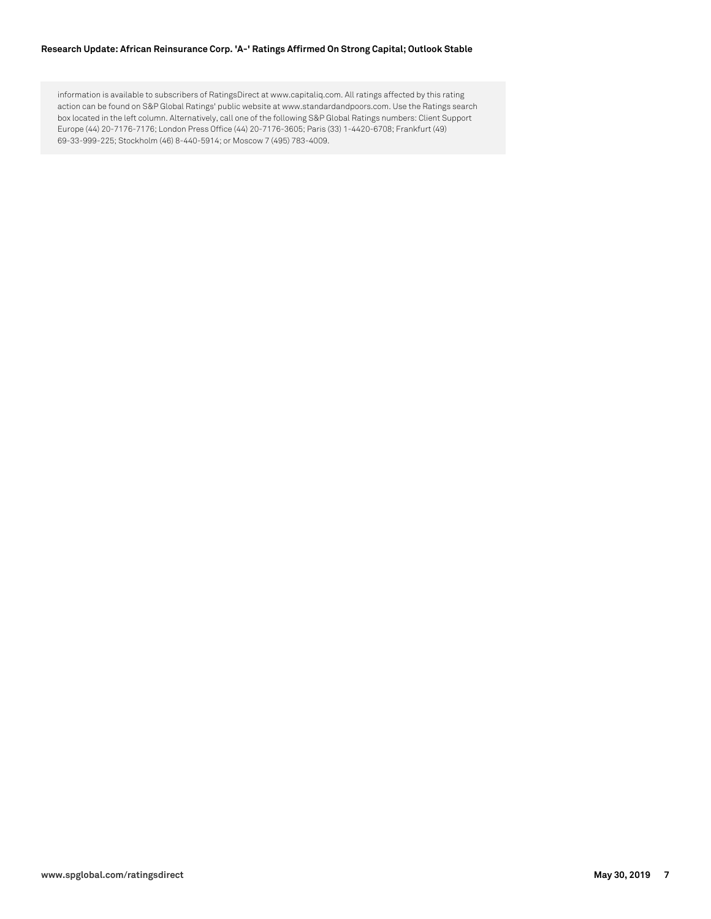information is available to subscribers of RatingsDirect at www.capitaliq.com. All ratings affected by this rating action can be found on S&P Global Ratings' public website at www.standardandpoors.com. Use the Ratings search box located in the left column. Alternatively, call one of the following S&P Global Ratings numbers: Client Support Europe (44) 20-7176-7176; London Press Office (44) 20-7176-3605; Paris (33) 1-4420-6708; Frankfurt (49) 69-33-999-225; Stockholm (46) 8-440-5914; or Moscow 7 (495) 783-4009.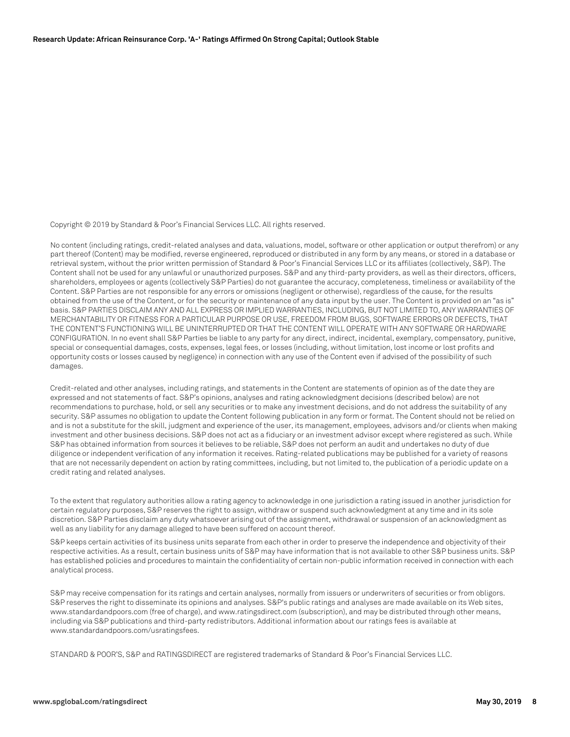Copyright © 2019 by Standard & Poor's Financial Services LLC. All rights reserved.

No content (including ratings, credit-related analyses and data, valuations, model, software or other application or output therefrom) or any part thereof (Content) may be modified, reverse engineered, reproduced or distributed in any form by any means, or stored in a database or retrieval system, without the prior written permission of Standard & Poor's Financial Services LLC or its affiliates (collectively, S&P). The Content shall not be used for any unlawful or unauthorized purposes. S&P and any third-party providers, as well as their directors, officers, shareholders, employees or agents (collectively S&P Parties) do not guarantee the accuracy, completeness, timeliness or availability of the Content. S&P Parties are not responsible for any errors or omissions (negligent or otherwise), regardless of the cause, for the results obtained from the use of the Content, or for the security or maintenance of any data input by the user. The Content is provided on an "as is" basis. S&P PARTIES DISCLAIM ANY AND ALL EXPRESS OR IMPLIED WARRANTIES, INCLUDING, BUT NOT LIMITED TO, ANY WARRANTIES OF MERCHANTABILITY OR FITNESS FOR A PARTICULAR PURPOSE OR USE, FREEDOM FROM BUGS, SOFTWARE ERRORS OR DEFECTS, THAT THE CONTENT'S FUNCTIONING WILL BE UNINTERRUPTED OR THAT THE CONTENT WILL OPERATE WITH ANY SOFTWARE OR HARDWARE CONFIGURATION. In no event shall S&P Parties be liable to any party for any direct, indirect, incidental, exemplary, compensatory, punitive, special or consequential damages, costs, expenses, legal fees, or losses (including, without limitation, lost income or lost profits and opportunity costs or losses caused by negligence) in connection with any use of the Content even if advised of the possibility of such damages.

Credit-related and other analyses, including ratings, and statements in the Content are statements of opinion as of the date they are expressed and not statements of fact. S&P's opinions, analyses and rating acknowledgment decisions (described below) are not recommendations to purchase, hold, or sell any securities or to make any investment decisions, and do not address the suitability of any security. S&P assumes no obligation to update the Content following publication in any form or format. The Content should not be relied on and is not a substitute for the skill, judgment and experience of the user, its management, employees, advisors and/or clients when making investment and other business decisions. S&P does not act as a fiduciary or an investment advisor except where registered as such. While S&P has obtained information from sources it believes to be reliable, S&P does not perform an audit and undertakes no duty of due diligence or independent verification of any information it receives. Rating-related publications may be published for a variety of reasons that are not necessarily dependent on action by rating committees, including, but not limited to, the publication of a periodic update on a credit rating and related analyses.

To the extent that regulatory authorities allow a rating agency to acknowledge in one jurisdiction a rating issued in another jurisdiction for certain regulatory purposes, S&P reserves the right to assign, withdraw or suspend such acknowledgment at any time and in its sole discretion. S&P Parties disclaim any duty whatsoever arising out of the assignment, withdrawal or suspension of an acknowledgment as well as any liability for any damage alleged to have been suffered on account thereof.

S&P keeps certain activities of its business units separate from each other in order to preserve the independence and objectivity of their respective activities. As a result, certain business units of S&P may have information that is not available to other S&P business units. S&P has established policies and procedures to maintain the confidentiality of certain non-public information received in connection with each analytical process.

S&P may receive compensation for its ratings and certain analyses, normally from issuers or underwriters of securities or from obligors. S&P reserves the right to disseminate its opinions and analyses. S&P's public ratings and analyses are made available on its Web sites, www.standardandpoors.com (free of charge), and www.ratingsdirect.com (subscription), and may be distributed through other means, including via S&P publications and third-party redistributors. Additional information about our ratings fees is available at www.standardandpoors.com/usratingsfees.

STANDARD & POOR'S, S&P and RATINGSDIRECT are registered trademarks of Standard & Poor's Financial Services LLC.